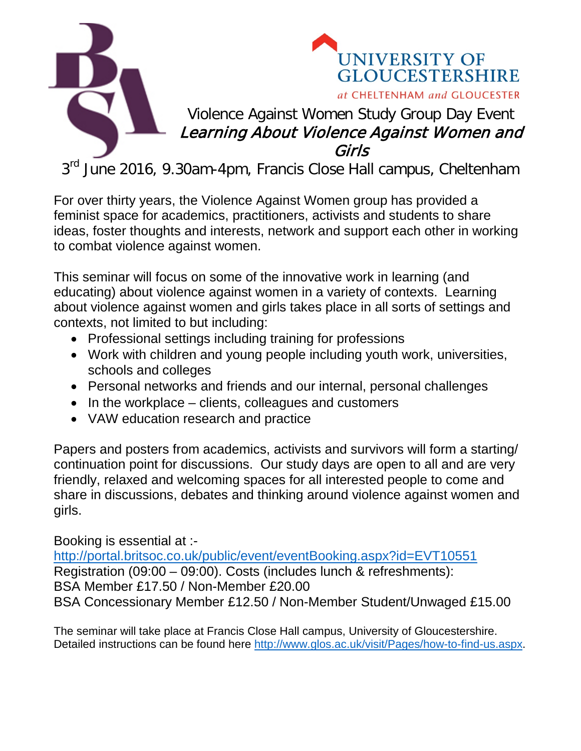UNIVERSITY OF GLOUCESTERSHIRE

*at* CHELTENHAM *and* GLOUCESTER

# Violence Against Women Study Group Day Event

## *Learning About Violence Against Women and Girls*

3rd June 2016, 9.30am-4pm, Francis Close Hall campus, Cheltenham

For over thirty years, the Violence Against Women group has provided a feminist space for academics, practitioners, activists and students to share ideas, foster thoughts and interests, network and support each other in working to combat violence against women.

This seminar will focus on some of the innovative work in learning (and educating) about violence against women in a variety of contexts. Learning about violence against women and girls takes place in all sorts of settings and contexts, not limited to but including:

- Professional settings including training for professions
- Work with children and young people including youth work, universities, schools and colleges
- Personal networks and friends and our internal, personal challenges
- In the workplace – clients, colleagues and customers
- VAW education research and practice

Papers and posters from academics, activists and survivors will form a starting/ continuation point for discussions. Our study days are open to all and are very friendly, relaxed and welcoming spaces for all interested people to come and share in discussions, debates and thinking around violence against women and girls.

Booking is essential at :-
[http://portal.britsoc.co.uk/public/event/eventBooking.aspx?id=EVT10551](http://portal.britsoc.co.uk/public/event/eventBooking.aspx?id=EVT10551)
Registration (09:00 – 09:00). Costs (includes lunch & refreshments):
BSA Member £17.50 / Non-Member £20.00
BSA Concessionary Member £12.50 / Non-Member Student/Unwaged £15.00

The seminar will take place at Francis Close Hall campus, University of Gloucestershire. Detailed instructions can be found here [http://www.glos.ac.uk/visit/Pages/how-to-find-us.aspx](http://www.glos.ac.uk/visit/Pages/how-to-find-us.aspx).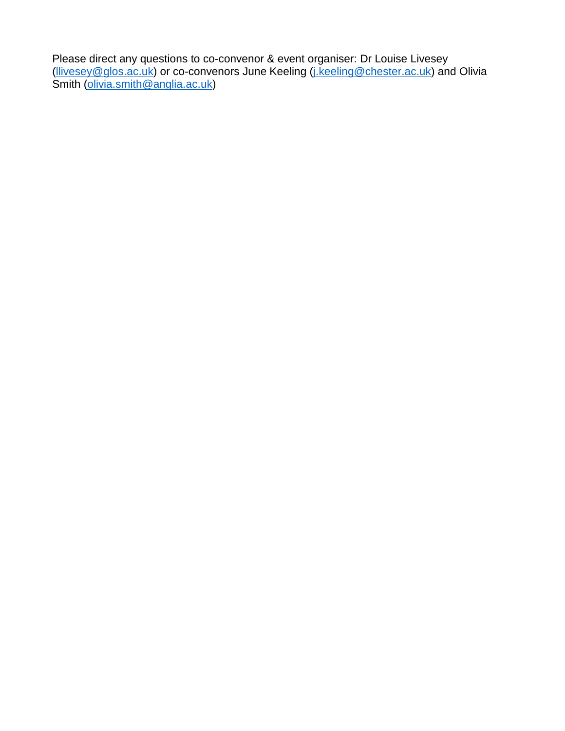Please direct any questions to co-convenor & event organiser: Dr Louise Livesey (llivesey@glos.ac.uk) or co-convenors June Keeling (j.keeling@chester.ac.uk) and Olivia Smith (olivia.smith@anglia.ac.uk)